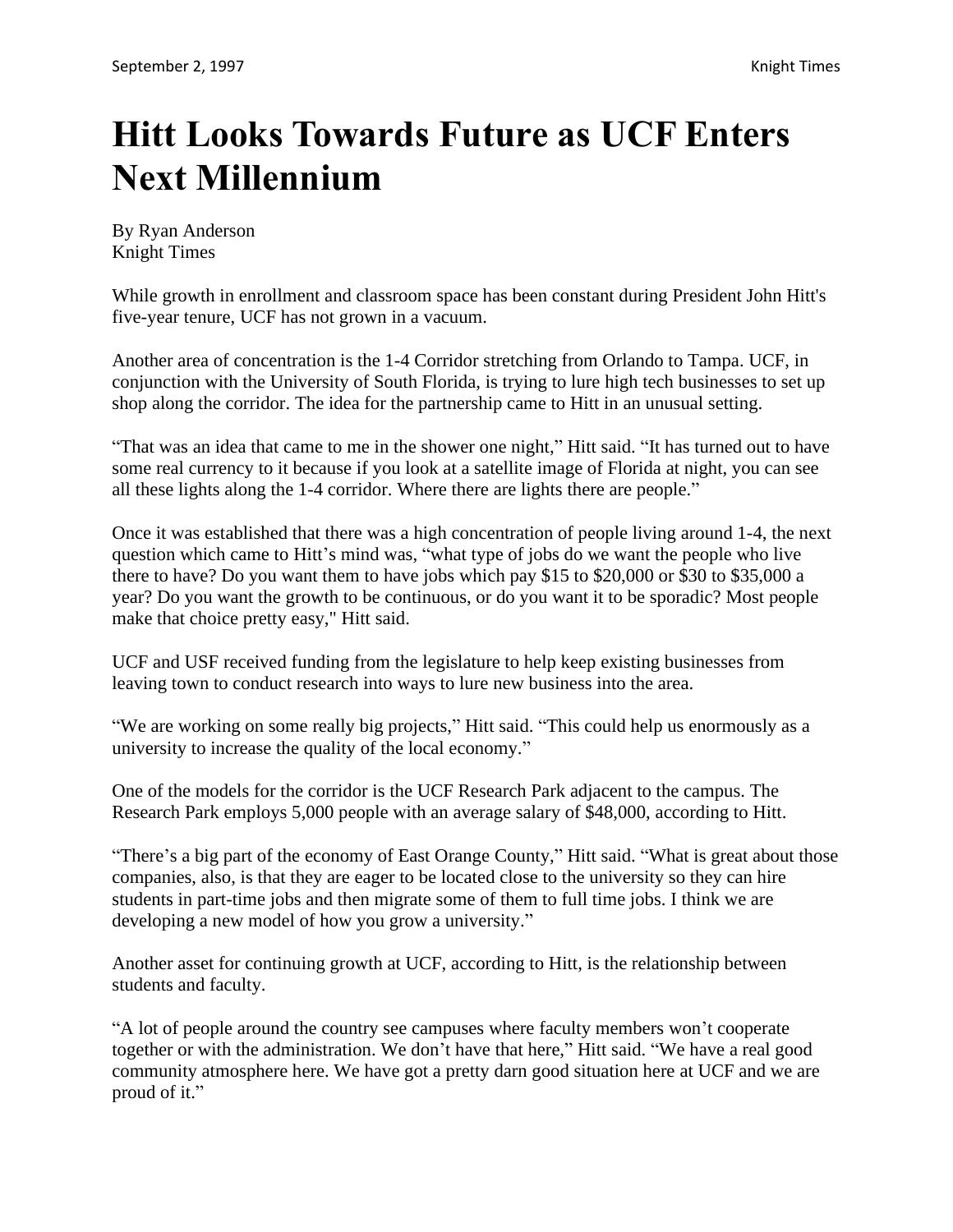# Hitt Looks Towards Future as UCF Enters Next Millennium

By Ryan Anderson
Knight Times

While growth in enrollment and classroom space has been constant during President John Hitt's five-year tenure, UCF has not grown in a vacuum.

Another area of concentration is the 1-4 Corridor stretching from Orlando to Tampa. UCF, in conjunction with the University of South Florida, is trying to lure high tech businesses to set up shop along the corridor. The idea for the partnership came to Hitt in an unusual setting.

"That was an idea that came to me in the shower one night," Hitt said. "It has turned out to have some real currency to it because if you look at a satellite image of Florida at night, you can see all these lights along the 1-4 corridor. Where there are lights there are people."

Once it was established that there was a high concentration of people living around 1-4, the next question which came to Hitt's mind was, "what type of jobs do we want the people who live there to have? Do you want them to have jobs which pay $15 to $20,000 or $30 to $35,000 a year? Do you want the growth to be continuous, or do you want it to be sporadic? Most people make that choice pretty easy," Hitt said.

UCF and USF received funding from the legislature to help keep existing businesses from leaving town to conduct research into ways to lure new business into the area.

"We are working on some really big projects," Hitt said. "This could help us enormously as a university to increase the quality of the local economy."

One of the models for the corridor is the UCF Research Park adjacent to the campus. The Research Park employs 5,000 people with an average salary of $48,000, according to Hitt.

"There's a big part of the economy of East Orange County," Hitt said. "What is great about those companies, also, is that they are eager to be located close to the university so they can hire students in part-time jobs and then migrate some of them to full time jobs. I think we are developing a new model of how you grow a university."

Another asset for continuing growth at UCF, according to Hitt, is the relationship between students and faculty.

"A lot of people around the country see campuses where faculty members won't cooperate together or with the administration. We don't have that here," Hitt said. "We have a real good community atmosphere here. We have got a pretty darn good situation here at UCF and we are proud of it."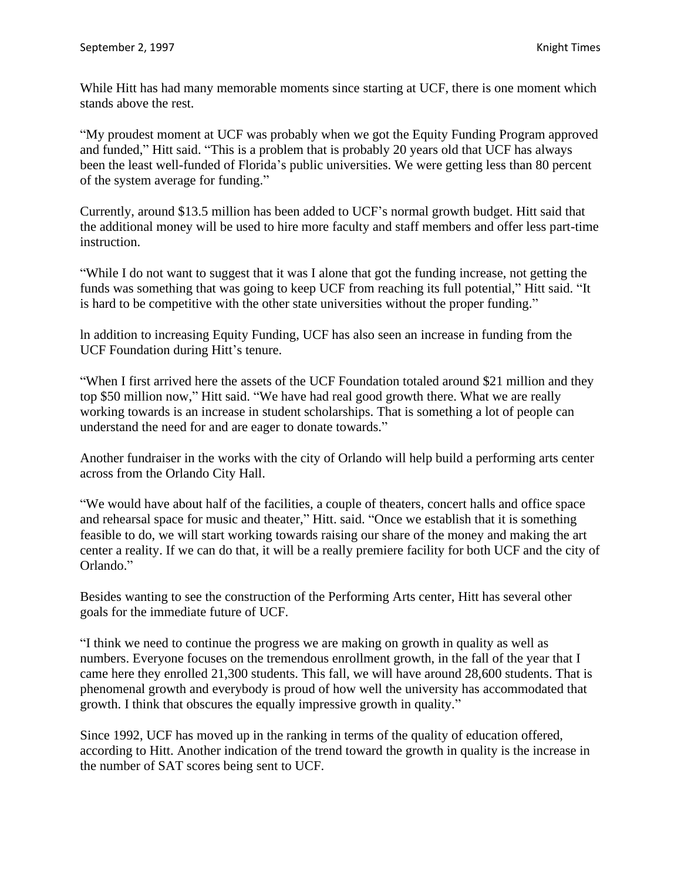While Hitt has had many memorable moments since starting at UCF, there is one moment which stands above the rest.

"My proudest moment at UCF was probably when we got the Equity Funding Program approved and funded," Hitt said. "This is a problem that is probably 20 years old that UCF has always been the least well-funded of Florida's public universities. We were getting less than 80 percent of the system average for funding."

Currently, around $13.5 million has been added to UCF's normal growth budget. Hitt said that the additional money will be used to hire more faculty and staff members and offer less part-time instruction.

"While I do not want to suggest that it was I alone that got the funding increase, not getting the funds was something that was going to keep UCF from reaching its full potential," Hitt said. "It is hard to be competitive with the other state universities without the proper funding."

ln addition to increasing Equity Funding, UCF has also seen an increase in funding from the UCF Foundation during Hitt's tenure.

"When I first arrived here the assets of the UCF Foundation totaled around $21 million and they top $50 million now," Hitt said. "We have had real good growth there. What we are really working towards is an increase in student scholarships. That is something a lot of people can understand the need for and are eager to donate towards."

Another fundraiser in the works with the city of Orlando will help build a performing arts center across from the Orlando City Hall.

"We would have about half of the facilities, a couple of theaters, concert halls and office space and rehearsal space for music and theater," Hitt. said. "Once we establish that it is something feasible to do, we will start working towards raising our share of the money and making the art center a reality. If we can do that, it will be a really premiere facility for both UCF and the city of Orlando."

Besides wanting to see the construction of the Performing Arts center, Hitt has several other goals for the immediate future of UCF.

"I think we need to continue the progress we are making on growth in quality as well as numbers. Everyone focuses on the tremendous enrollment growth, in the fall of the year that I came here they enrolled 21,300 students. This fall, we will have around 28,600 students. That is phenomenal growth and everybody is proud of how well the university has accommodated that growth. I think that obscures the equally impressive growth in quality."

Since 1992, UCF has moved up in the ranking in terms of the quality of education offered, according to Hitt. Another indication of the trend toward the growth in quality is the increase in the number of SAT scores being sent to UCF.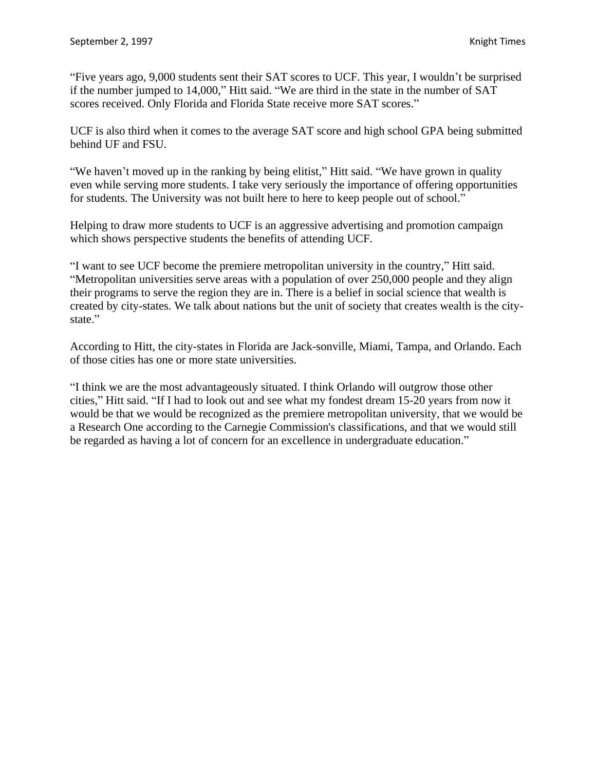"Five years ago, 9,000 students sent their SAT scores to UCF. This year, I wouldn't be surprised if the number jumped to 14,000," Hitt said. "We are third in the state in the number of SAT scores received. Only Florida and Florida State receive more SAT scores."

UCF is also third when it comes to the average SAT score and high school GPA being submitted behind UF and FSU.

"We haven't moved up in the ranking by being elitist," Hitt said. "We have grown in quality even while serving more students. I take very seriously the importance of offering opportunities for students. The University was not built here to here to keep people out of school."

Helping to draw more students to UCF is an aggressive advertising and promotion campaign which shows perspective students the benefits of attending UCF.

"I want to see UCF become the premiere metropolitan university in the country," Hitt said. "Metropolitan universities serve areas with a population of over 250,000 people and they align their programs to serve the region they are in. There is a belief in social science that wealth is created by city-states. We talk about nations but the unit of society that creates wealth is the city-state."

According to Hitt, the city-states in Florida are Jack-sonville, Miami, Tampa, and Orlando. Each of those cities has one or more state universities.

"I think we are the most advantageously situated. I think Orlando will outgrow those other cities," Hitt said. "If I had to look out and see what my fondest dream 15-20 years from now it would be that we would be recognized as the premiere metropolitan university, that we would be a Research One according to the Carnegie Commission's classifications, and that we would still be regarded as having a lot of concern for an excellence in undergraduate education."